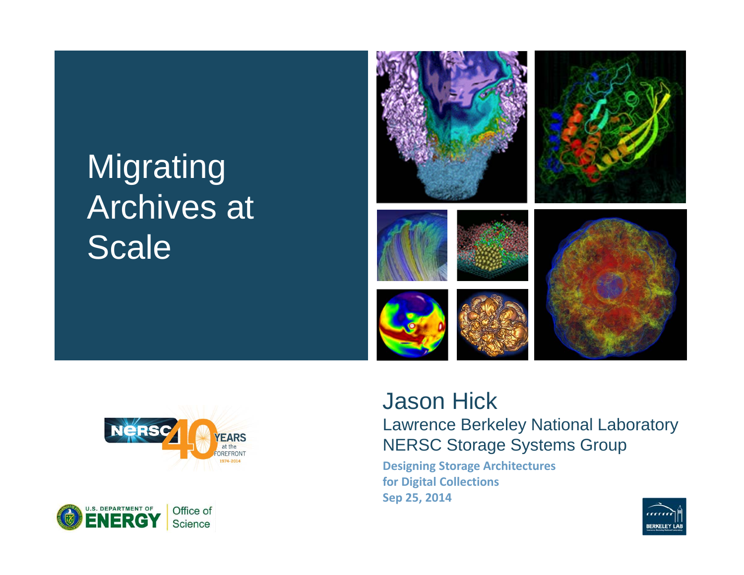# Migrating Archives at Scale

Jason Hick

Lawrence Berkeley National Laboratory

NERSC Storage Systems Group

**Designing Storage Architectures for Digital Collections**

**Sep 25, 2014**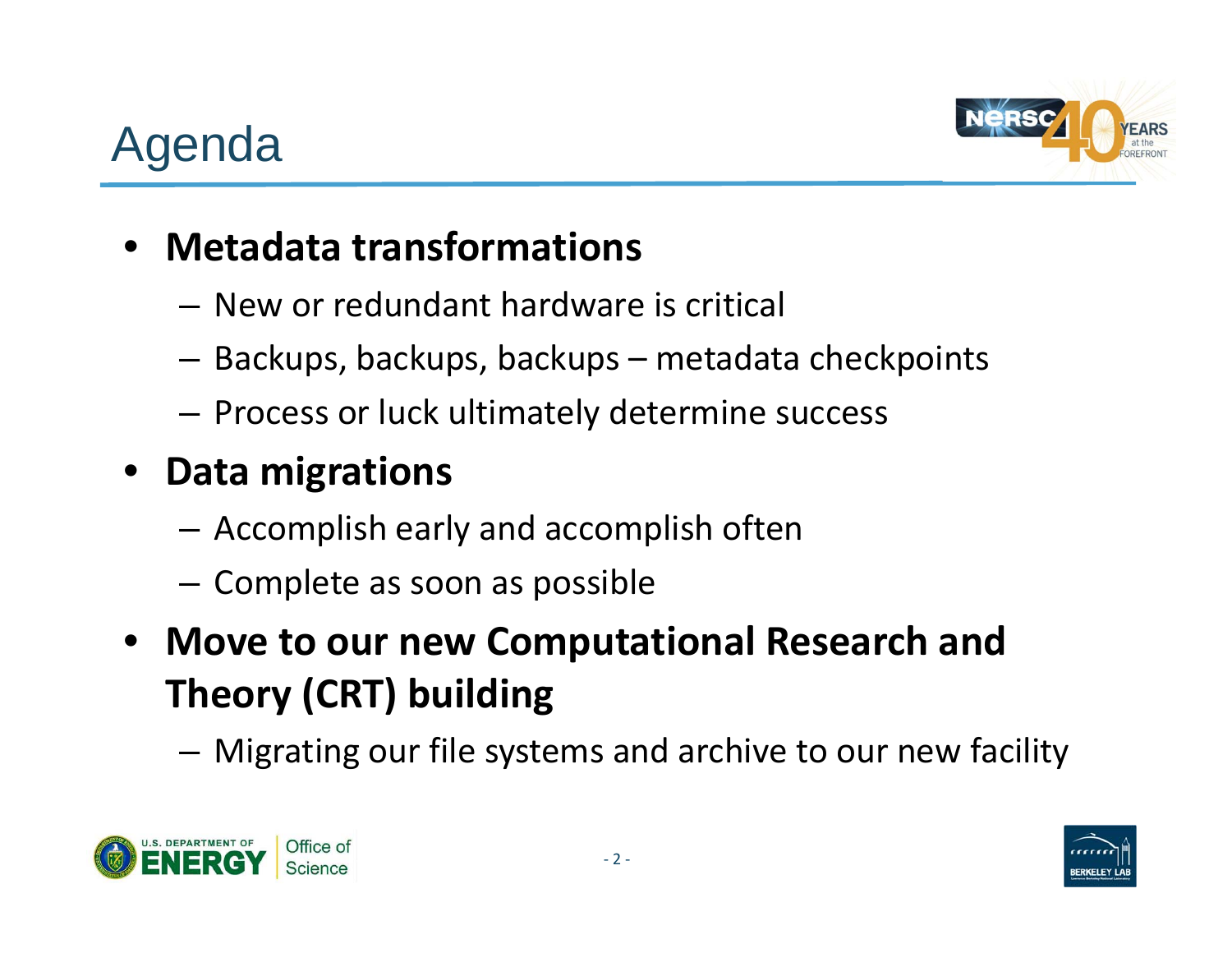# Agenda

- **Metadata transformations**
  - New or redundant hardware is critical
  - Backups, backups, backups – metadata checkpoints
  - Process or luck ultimately determine success
- **Data migrations**
  - Accomplish early and accomplish often
  - Complete as soon as possible
- **Move to our new Computational Research and Theory (CRT) building**
  - Migrating our file systems and archive to our new facility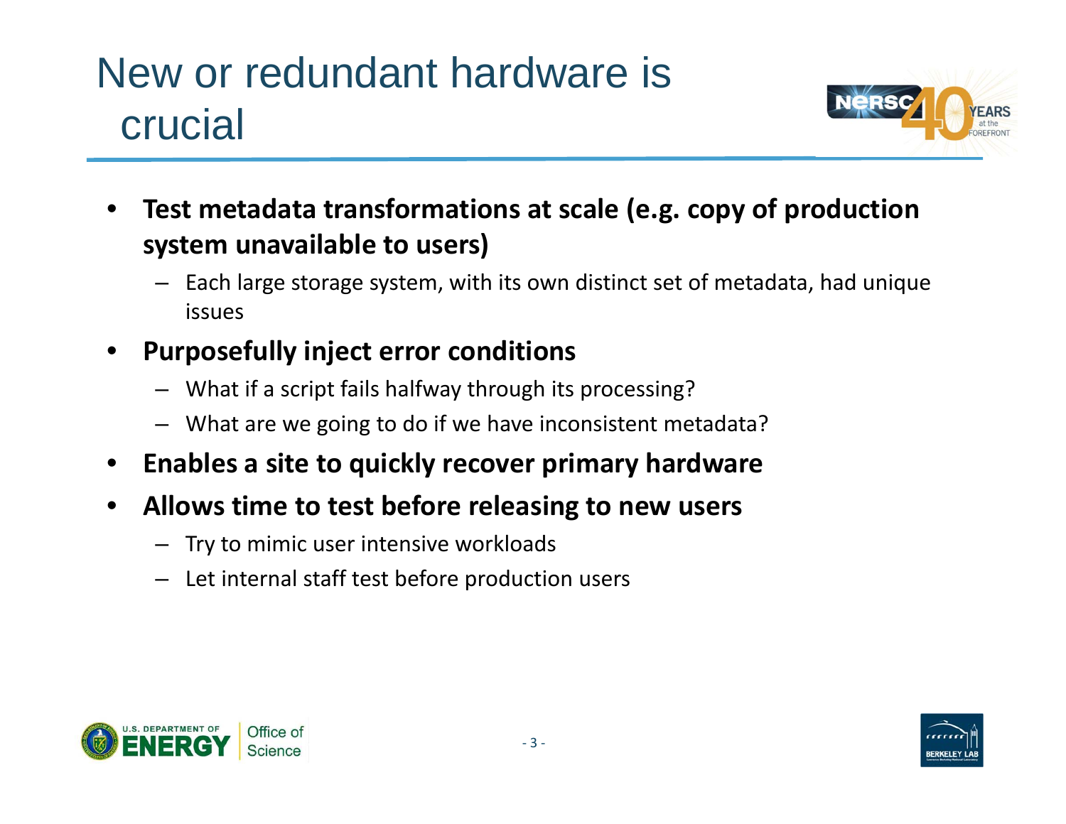# New or redundant hardware is crucial

- **Test metadata transformations at scale (e.g. copy of production system unavailable to users)**
  - Each large storage system, with its own distinct set of metadata, had unique issues
- **Purposefully inject error conditions**
  - What if a script fails halfway through its processing?
  - What are we going to do if we have inconsistent metadata?
- **Enables a site to quickly recover primary hardware**
- **Allows time to test before releasing to new users**
  - Try to mimic user intensive workloads
  - Let internal staff test before production users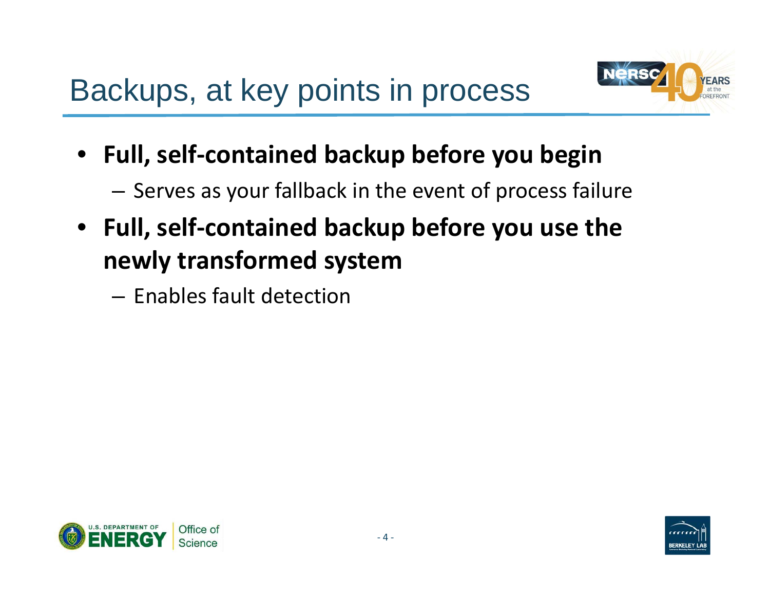# Backups, at key points in process

- **Full, self-contained backup before you begin**
  - Serves as your fallback in the event of process failure
- **Full, self-contained backup before you use the newly transformed system**
  - Enables fault detection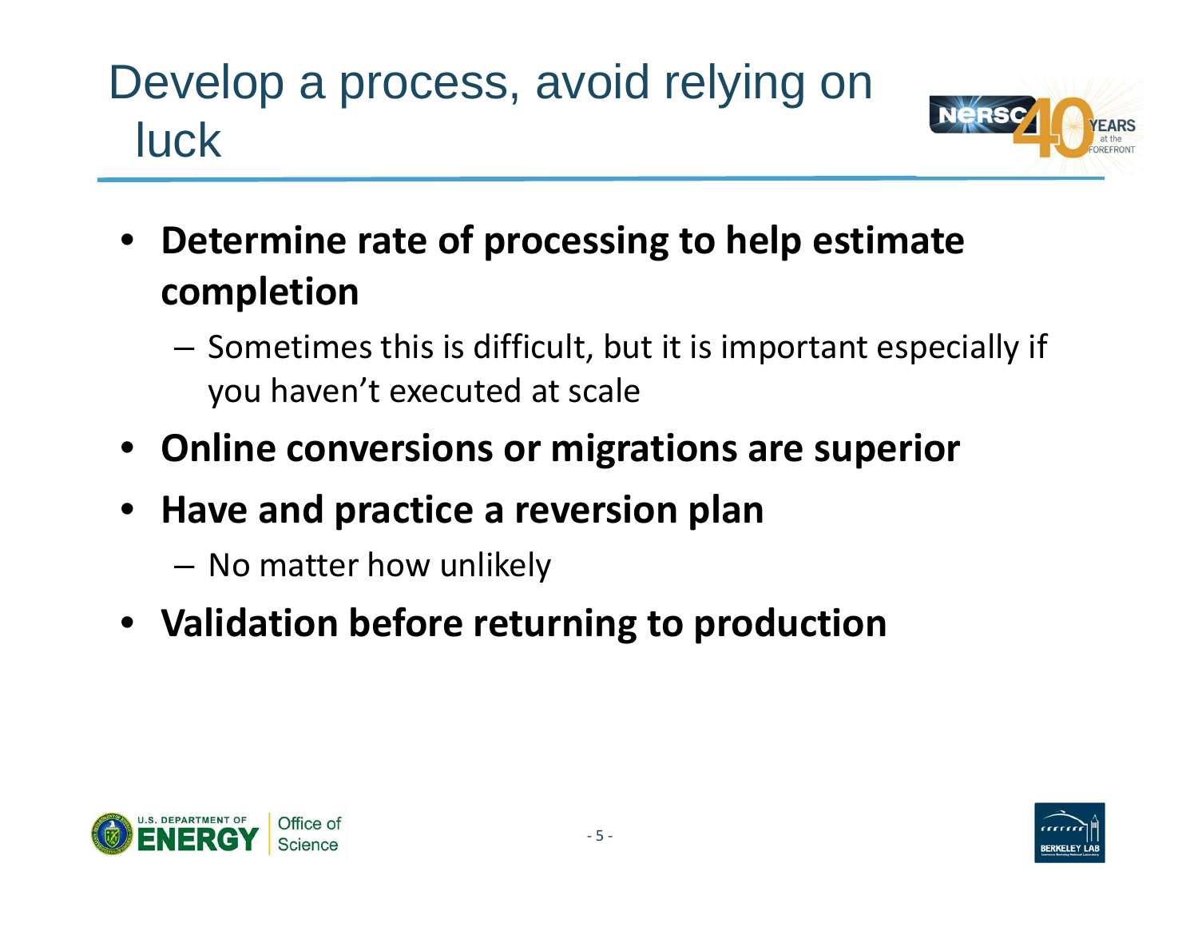# Develop a process, avoid relying on luck

- **Determine rate of processing to help estimate completion**
  - Sometimes this is difficult, but it is important especially if you haven't executed at scale
- **Online conversions or migrations are superior**
- **Have and practice a reversion plan**
  - No matter how unlikely
- **Validation before returning to production**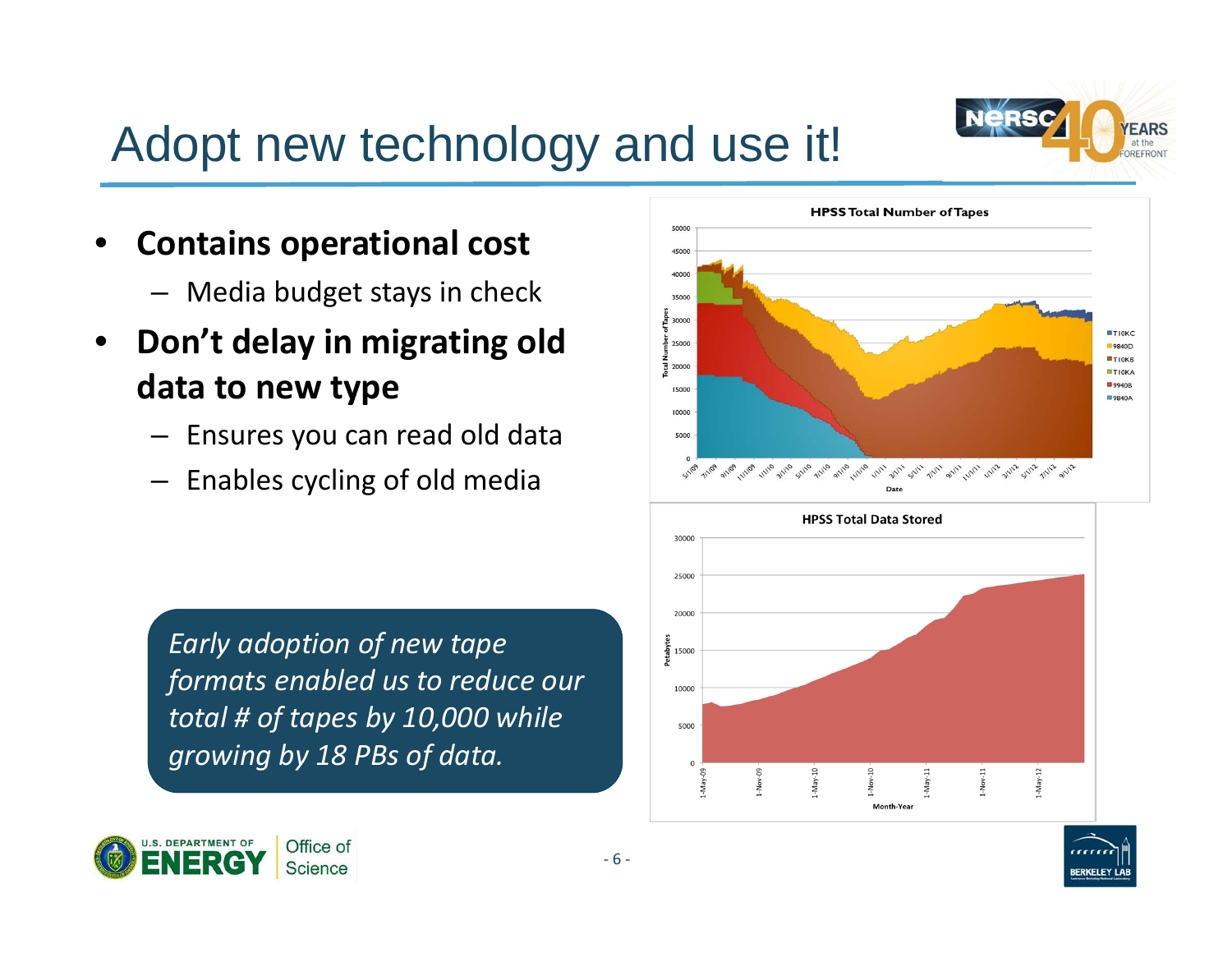# Adopt new technology and use it!

- **Contains operational cost**
  - Media budget stays in check
- **Don't delay in migrating old data to new type**
  - Ensures you can read old data
  - Enables cycling of old media

*Early adoption of new tape formats enabled us to reduce our total # of tapes by 10,000 while growing by 18 PBs of data.*

**HPSS Total Number of Tapes**

**HPSS Total Data Stored**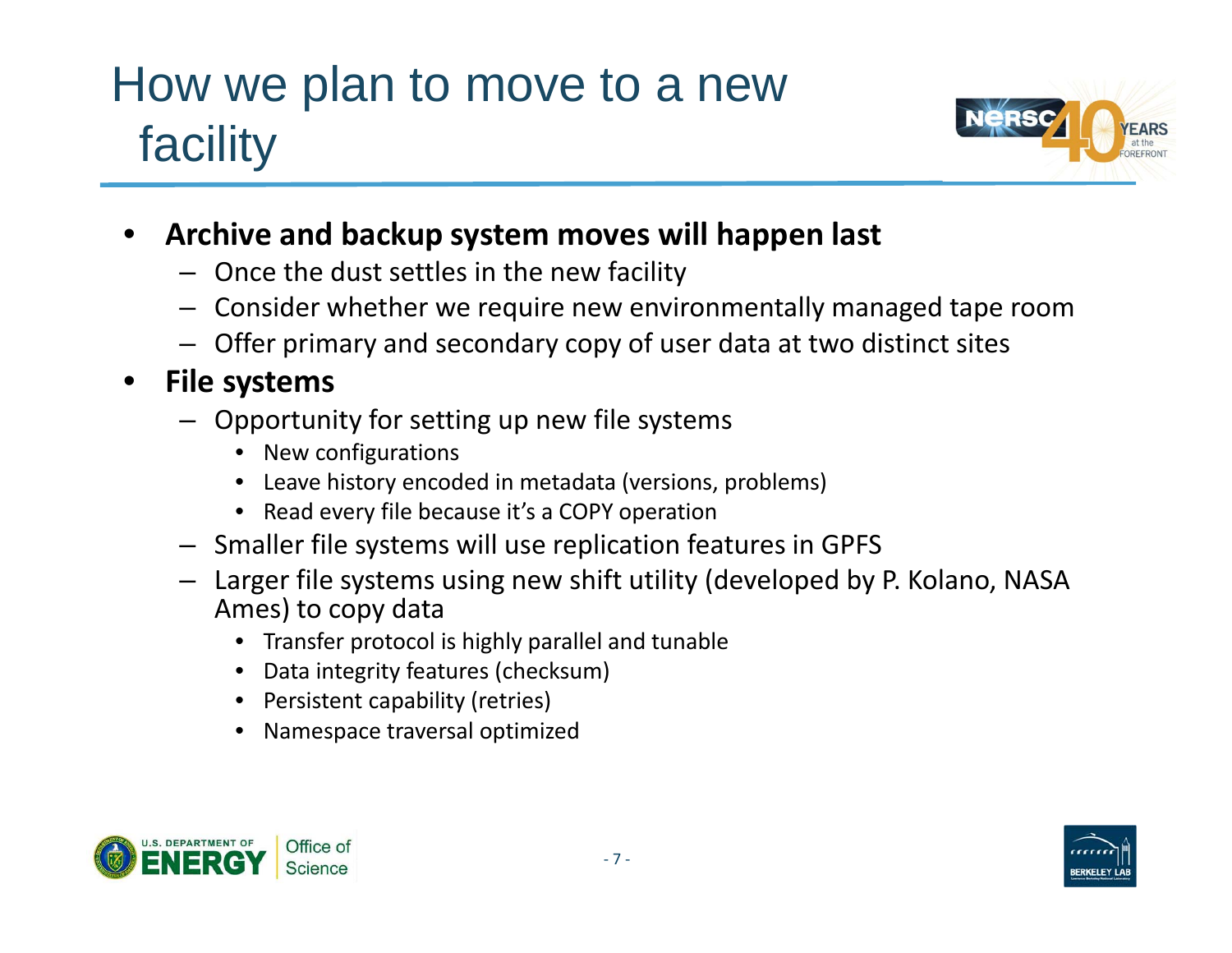# How we plan to move to a new facility

- **Archive and backup system moves will happen last**
  - Once the dust settles in the new facility
  - Consider whether we require new environmentally managed tape room
  - Offer primary and secondary copy of user data at two distinct sites
- **File systems**
  - Opportunity for setting up new file systems
    - New configurations
    - Leave history encoded in metadata (versions, problems)
    - Read every file because it's a COPY operation
  - Smaller file systems will use replication features in GPFS
  - Larger file systems using new shift utility (developed by P. Kolano, NASA Ames) to copy data
    - Transfer protocol is highly parallel and tunable
    - Data integrity features (checksum)
    - Persistent capability (retries)
    - Namespace traversal optimized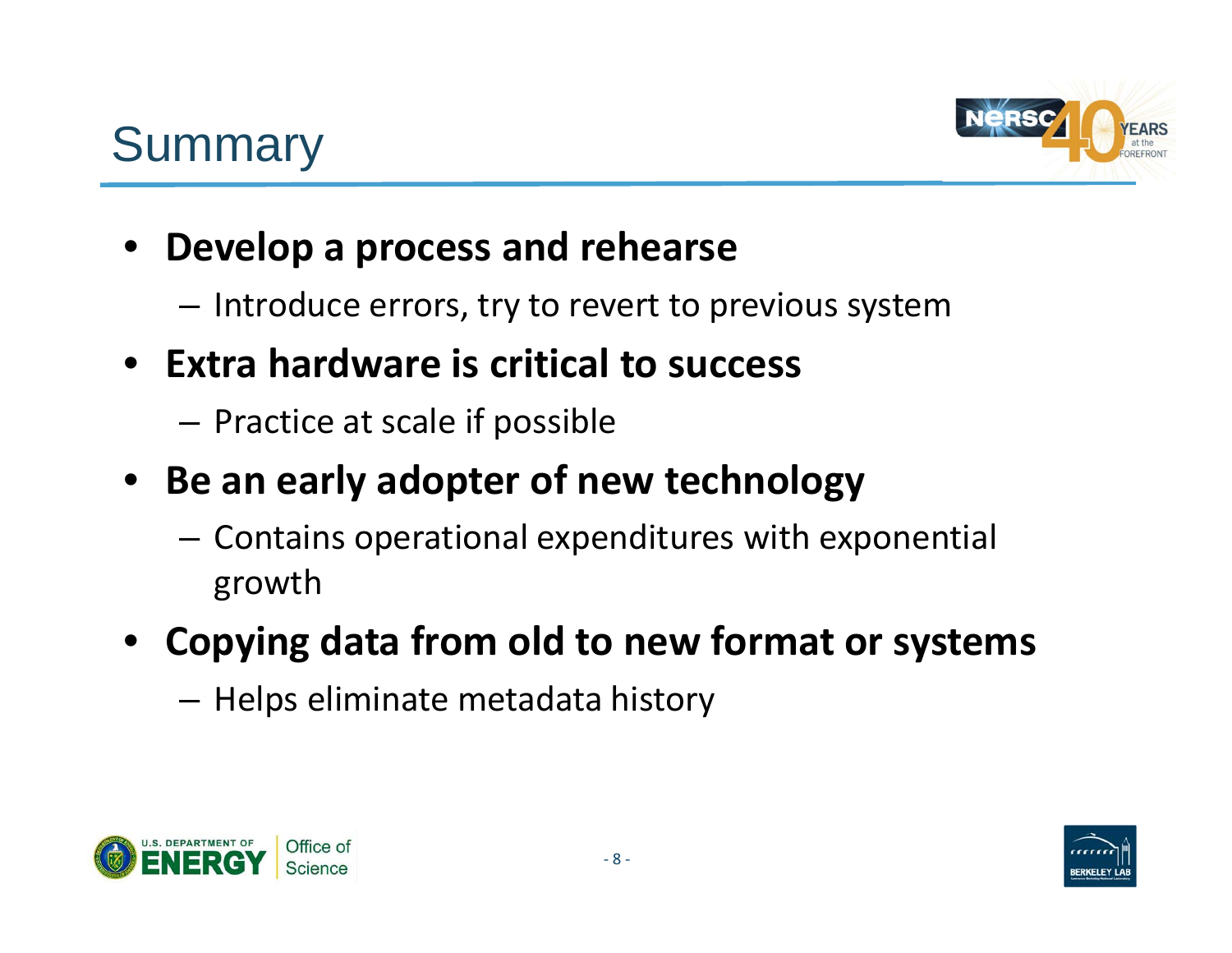# Summary

- **Develop a process and rehearse**
  - Introduce errors, try to revert to previous system
- **Extra hardware is critical to success**
  - Practice at scale if possible
- **Be an early adopter of new technology**
  - Contains operational expenditures with exponential growth
- **Copying data from old to new format or systems**
  - Helps eliminate metadata history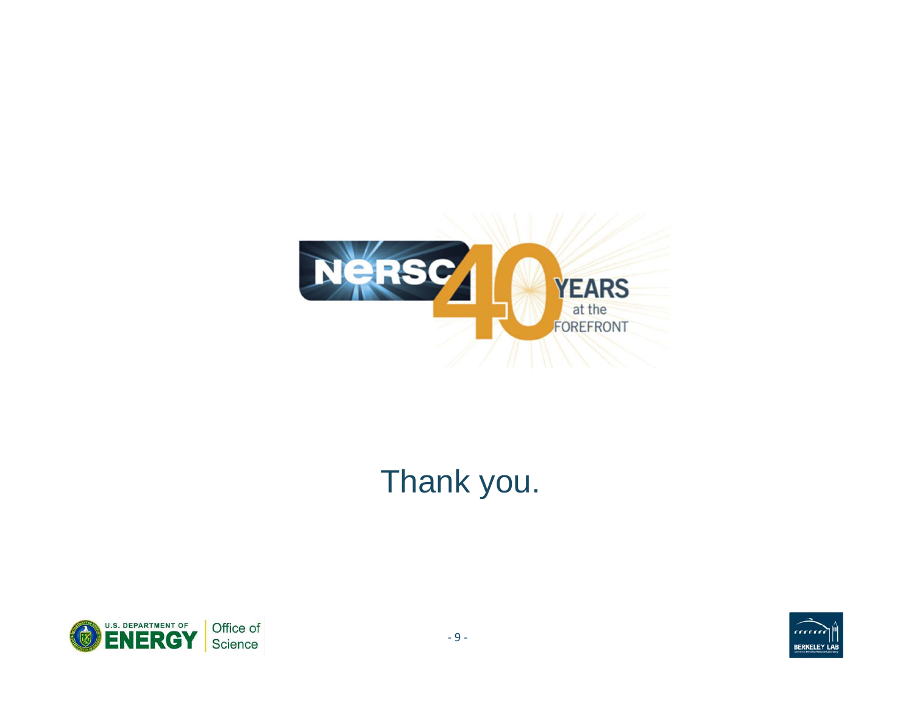NERSC 40 YEARS at the FOREFRONT

Thank you.

U.S. DEPARTMENT OF ENERGY | Office of Science

BERKELEY LAB